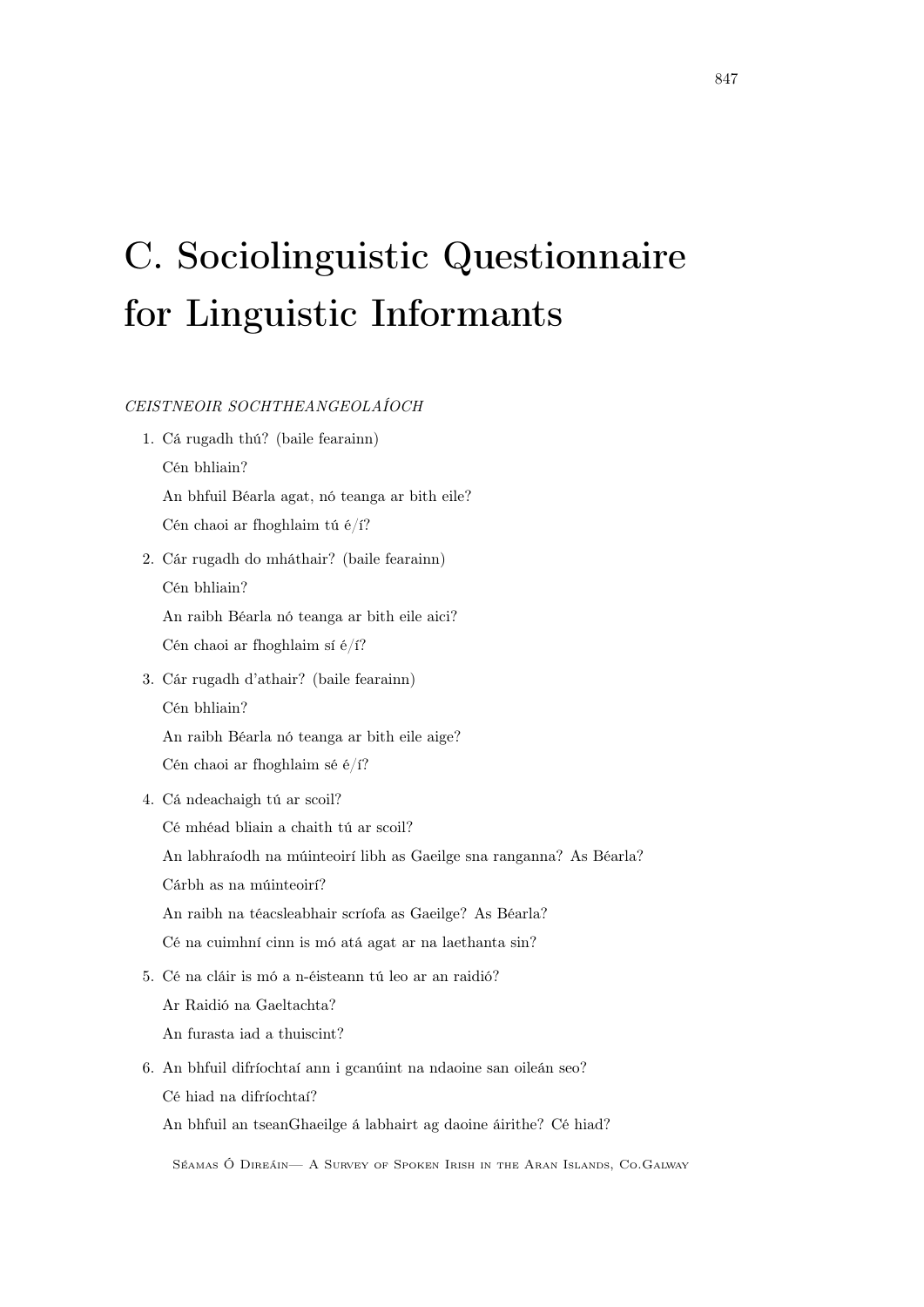# C. Sociolinguistic Questionnaire for Linguistic Informants

*CEISTNEOIR SOCHTHEANGEOLAÍOCH*

1. Cá rugadh thú? (baile fearainn)

   Cén bhliain?

   An bhfuil Béarla agat, nó teanga ar bith eile?

   Cén chaoi ar fhoghlaim tú é/í?

2. Cár rugadh do mháthair? (baile fearainn)

   Cén bhliain?

   An raibh Béarla nó teanga ar bith eile aici?

   Cén chaoi ar fhoghlaim sí é/í?

3. Cár rugadh d'athair? (baile fearainn)

   Cén bhliain?

   An raibh Béarla nó teanga ar bith eile aige?

   Cén chaoi ar fhoghlaim sé é/í?

4. Cá ndeachaigh tú ar scoil?

   Cé mhéad bliain a chaith tú ar scoil?

   An labhraíodh na múinteoirí libh as Gaeilge sna ranganna? As Béarla?

   Cárbh as na múinteoirí?

   An raibh na téacsleabhair scríofa as Gaeilge? As Béarla?

   Cé na cuimhní cinn is mó atá agat ar na laethanta sin?

5. Cé na cláir is mó a n-éisteann tú leo ar an raidió?

   Ar Raidió na Gaeltachta?

   An furasta iad a thuiscint?

6. An bhfuil difríochtaí ann i gcanúint na ndaoine san oileán seo?

   Cé hiad na difríochtaí?

   An bhfuil an tseanGhaeilge á labhairt ag daoine áirithe? Cé hiad?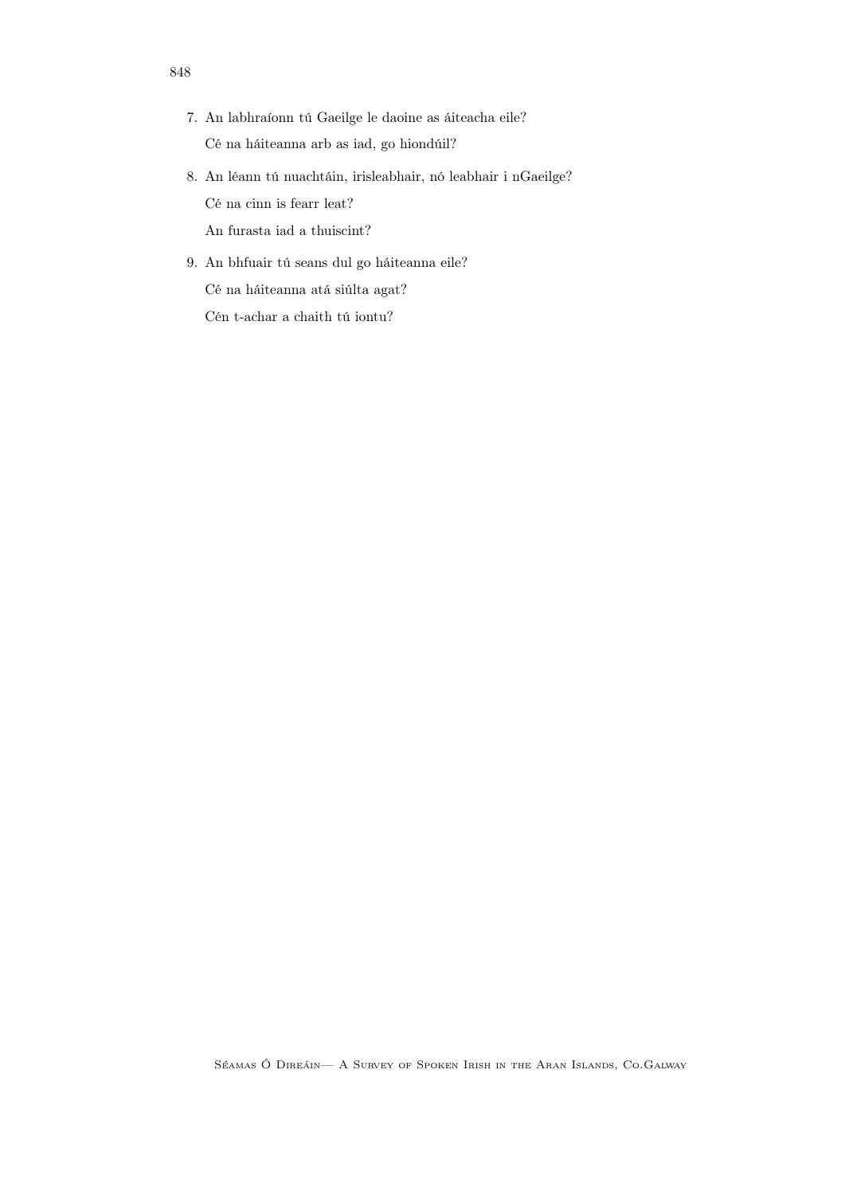7. An labhraíonn tú Gaeilge le daoine as áiteacha eile?

   Cé na háiteanna arb as iad, go hiondúil?

8. An léann tú nuachtáin, irisleabhair, nó leabhair i nGaeilge?

   Cé na cinn is fearr leat?

   An furasta iad a thuiscint?

9. An bhfuair tú seans dul go háiteanna eile?

   Cé na háiteanna atá siúlta agat?

   Cén t-achar a chaith tú iontu?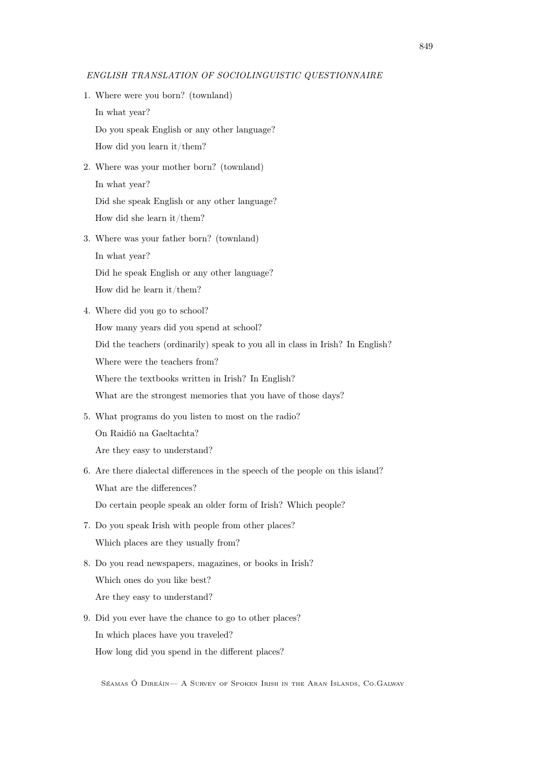*ENGLISH TRANSLATION OF SOCIOLINGUISTIC QUESTIONNAIRE*

1. Where were you born? (townland)

   In what year?

   Do you speak English or any other language?

   How did you learn it/them?

2. Where was your mother born? (townland)

   In what year?

   Did she speak English or any other language?

   How did she learn it/them?

3. Where was your father born? (townland)

   In what year?

   Did he speak English or any other language?

   How did he learn it/them?

4. Where did you go to school?

   How many years did you spend at school?

   Did the teachers (ordinarily) speak to you all in class in Irish? In English?

   Where were the teachers from?

   Where the textbooks written in Irish? In English?

   What are the strongest memories that you have of those days?

5. What programs do you listen to most on the radio?

   On Raidió na Gaeltachta?

   Are they easy to understand?

6. Are there dialectal differences in the speech of the people on this island?

   What are the differences?

   Do certain people speak an older form of Irish? Which people?

7. Do you speak Irish with people from other places?

   Which places are they usually from?

8. Do you read newspapers, magazines, or books in Irish?

   Which ones do you like best?

   Are they easy to understand?

9. Did you ever have the chance to go to other places?

   In which places have you traveled?

   How long did you spend in the different places?